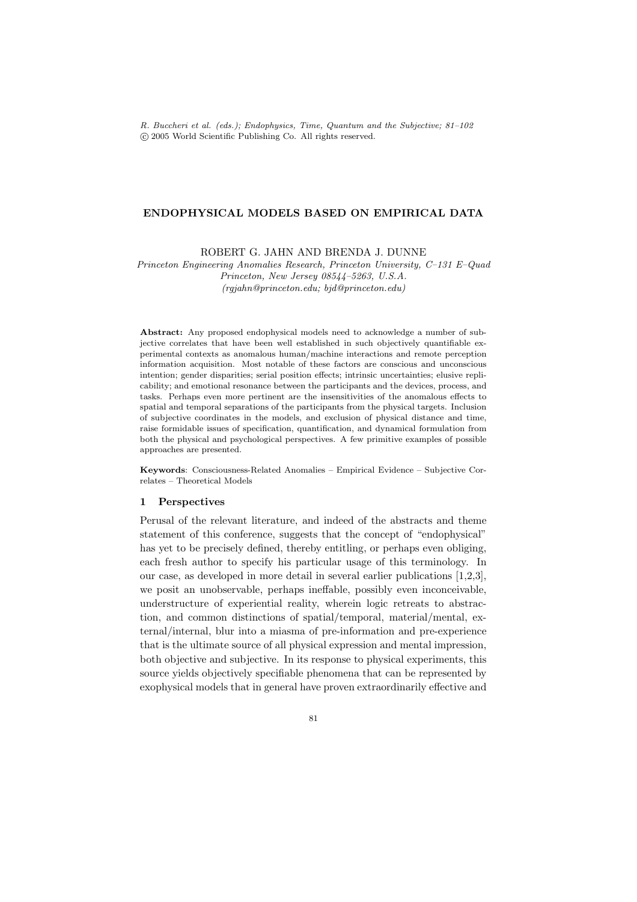*R. Buccheri et al. (eds.); Endophysics, Time, Quantum and the Subjective; 81–102*
© 2005 World Scientific Publishing Co. All rights reserved.

# ENDOPHYSICAL MODELS BASED ON EMPIRICAL DATA

ROBERT G. JAHN AND BRENDA J. DUNNE

*Princeton Engineering Anomalies Research, Princeton University, C–131 E–Quad*
*Princeton, New Jersey 08544–5263, U.S.A.*
*(rgjahn@princeton.edu; bjd@princeton.edu)*

**Abstract:** Any proposed endophysical models need to acknowledge a number of subjective correlates that have been well established in such objectively quantifiable experimental contexts as anomalous human/machine interactions and remote perception information acquisition. Most notable of these factors are conscious and unconscious intention; gender disparities; serial position effects; intrinsic uncertainties; elusive replicability; and emotional resonance between the participants and the devices, process, and tasks. Perhaps even more pertinent are the insensitivities of the anomalous effects to spatial and temporal separations of the participants from the physical targets. Inclusion of subjective coordinates in the models, and exclusion of physical distance and time, raise formidable issues of specification, quantification, and dynamical formulation from both the physical and psychological perspectives. A few primitive examples of possible approaches are presented.

**Keywords**: Consciousness-Related Anomalies – Empirical Evidence – Subjective Correlates – Theoretical Models

## 1 Perspectives

Perusal of the relevant literature, and indeed of the abstracts and theme statement of this conference, suggests that the concept of "endophysical" has yet to be precisely defined, thereby entitling, or perhaps even obliging, each fresh author to specify his particular usage of this terminology. In our case, as developed in more detail in several earlier publications [1,2,3], we posit an unobservable, perhaps ineffable, possibly even inconceivable, understructure of experiential reality, wherein logic retreats to abstraction, and common distinctions of spatial/temporal, material/mental, external/internal, blur into a miasma of pre-information and pre-experience that is the ultimate source of all physical expression and mental impression, both objective and subjective. In its response to physical experiments, this source yields objectively specifiable phenomena that can be represented by exophysical models that in general have proven extraordinarily effective and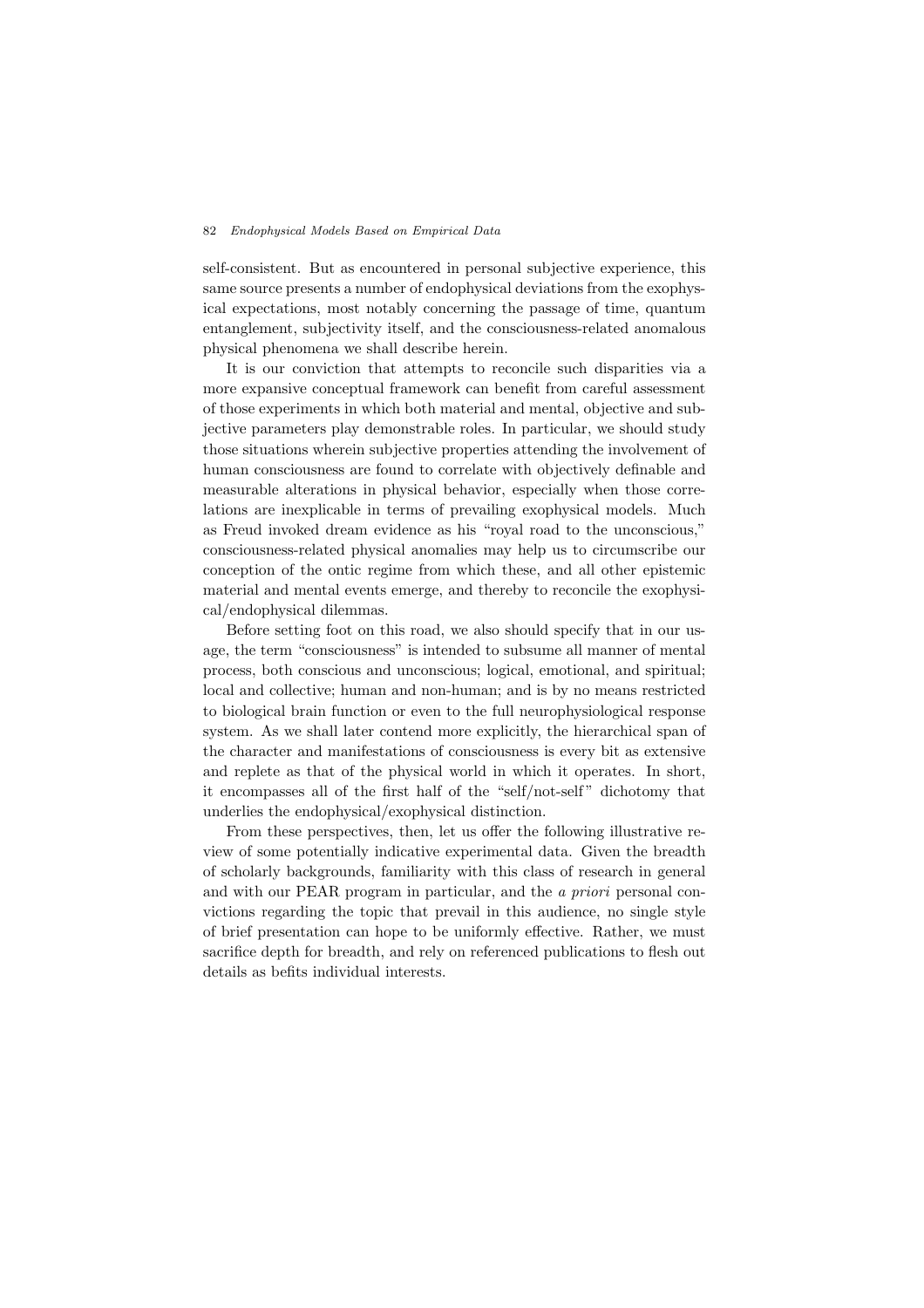self-consistent. But as encountered in personal subjective experience, this same source presents a number of endophysical deviations from the exophysical expectations, most notably concerning the passage of time, quantum entanglement, subjectivity itself, and the consciousness-related anomalous physical phenomena we shall describe herein.

It is our conviction that attempts to reconcile such disparities via a more expansive conceptual framework can benefit from careful assessment of those experiments in which both material and mental, objective and subjective parameters play demonstrable roles. In particular, we should study those situations wherein subjective properties attending the involvement of human consciousness are found to correlate with objectively definable and measurable alterations in physical behavior, especially when those correlations are inexplicable in terms of prevailing exophysical models. Much as Freud invoked dream evidence as his "royal road to the unconscious," consciousness-related physical anomalies may help us to circumscribe our conception of the ontic regime from which these, and all other epistemic material and mental events emerge, and thereby to reconcile the exophysical/endophysical dilemmas.

Before setting foot on this road, we also should specify that in our usage, the term "consciousness" is intended to subsume all manner of mental process, both conscious and unconscious; logical, emotional, and spiritual; local and collective; human and non-human; and is by no means restricted to biological brain function or even to the full neurophysiological response system. As we shall later contend more explicitly, the hierarchical span of the character and manifestations of consciousness is every bit as extensive and replete as that of the physical world in which it operates. In short, it encompasses all of the first half of the "*self/not-self*" dichotomy that underlies the endophysical/exophysical distinction.

From these perspectives, then, let us offer the following illustrative review of some potentially indicative experimental data. Given the breadth of scholarly backgrounds, familiarity with this class of research in general and with our PEAR program in particular, and the *a priori* personal convictions regarding the topic that prevail in this audience, no single style of brief presentation can hope to be uniformly effective. Rather, we must sacrifice depth for breadth, and rely on referenced publications to flesh out details as befits individual interests.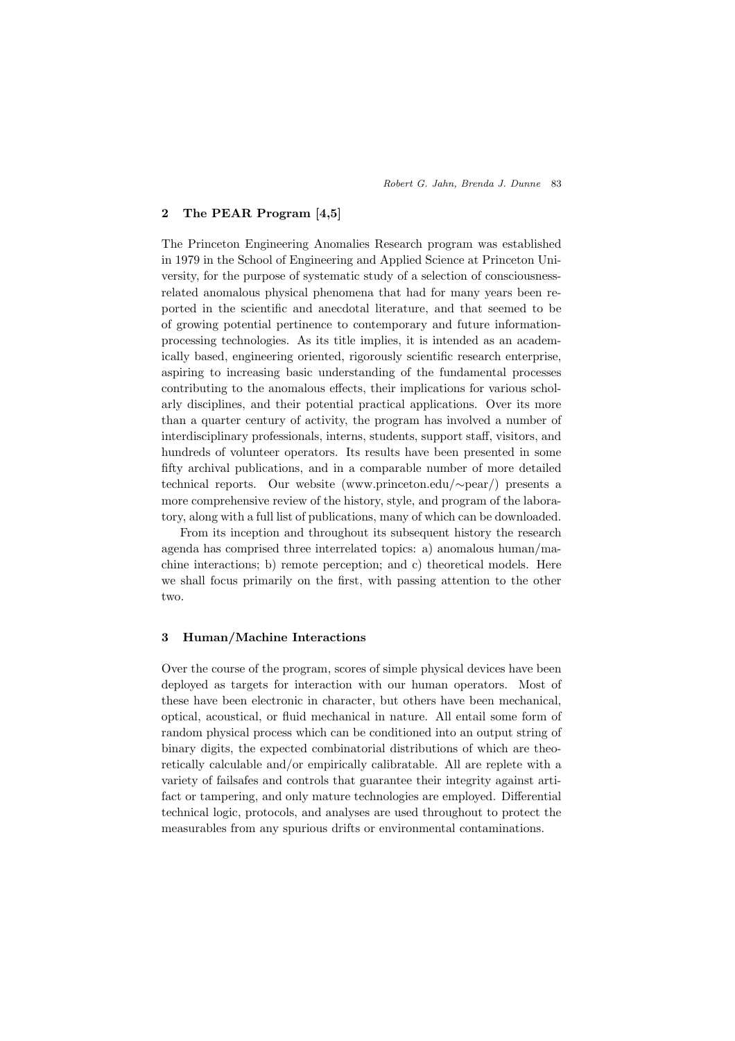## 2 The PEAR Program [4,5]

The Princeton Engineering Anomalies Research program was established in 1979 in the School of Engineering and Applied Science at Princeton University, for the purpose of systematic study of a selection of consciousness-related anomalous physical phenomena that had for many years been reported in the scientific and anecdotal literature, and that seemed to be of growing potential pertinence to contemporary and future information-processing technologies. As its title implies, it is intended as an academically based, engineering oriented, rigorously scientific research enterprise, aspiring to increasing basic understanding of the fundamental processes contributing to the anomalous effects, their implications for various scholarly disciplines, and their potential practical applications. Over its more than a quarter century of activity, the program has involved a number of interdisciplinary professionals, interns, students, support staff, visitors, and hundreds of volunteer operators. Its results have been presented in some fifty archival publications, and in a comparable number of more detailed technical reports. Our website (www.princeton.edu/∼pear/) presents a more comprehensive review of the history, style, and program of the laboratory, along with a full list of publications, many of which can be downloaded.

From its inception and throughout its subsequent history the research agenda has comprised three interrelated topics: a) anomalous human/machine interactions; b) remote perception; and c) theoretical models. Here we shall focus primarily on the first, with passing attention to the other two.

## 3 Human/Machine Interactions

Over the course of the program, scores of simple physical devices have been deployed as targets for interaction with our human operators. Most of these have been electronic in character, but others have been mechanical, optical, acoustical, or fluid mechanical in nature. All entail some form of random physical process which can be conditioned into an output string of binary digits, the expected combinatorial distributions of which are theoretically calculable and/or empirically calibratable. All are replete with a variety of failsafes and controls that guarantee their integrity against artifact or tampering, and only mature technologies are employed. Differential technical logic, protocols, and analyses are used throughout to protect the measurables from any spurious drifts or environmental contaminations.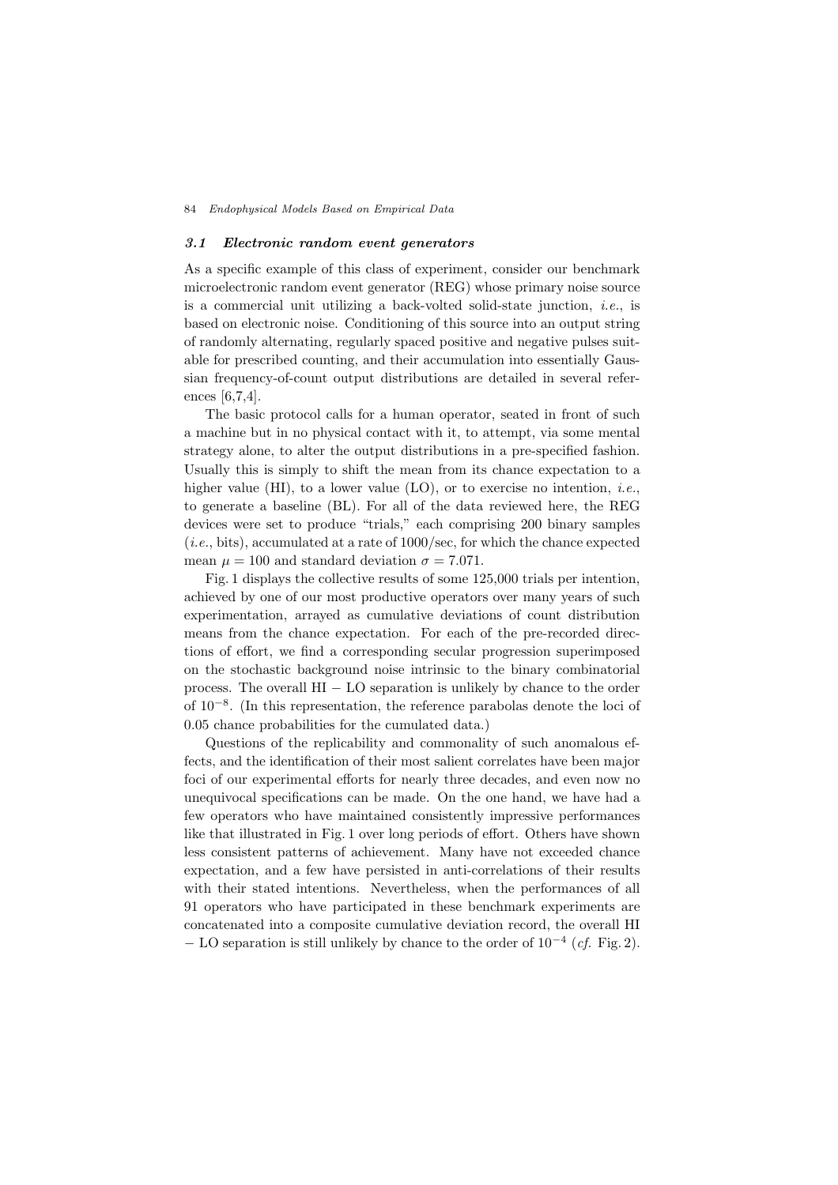### *3.1 Electronic random event generators*

As a specific example of this class of experiment, consider our benchmark microelectronic random event generator (REG) whose primary noise source is a commercial unit utilizing a back-volted solid-state junction, *i.e.*, is based on electronic noise. Conditioning of this source into an output string of randomly alternating, regularly spaced positive and negative pulses suitable for prescribed counting, and their accumulation into essentially Gaussian frequency-of-count output distributions are detailed in several references [6,7,4].

The basic protocol calls for a human operator, seated in front of such a machine but in no physical contact with it, to attempt, via some mental strategy alone, to alter the output distributions in a pre-specified fashion. Usually this is simply to shift the mean from its chance expectation to a higher value (HI), to a lower value (LO), or to exercise no intention, *i.e.*, to generate a baseline (BL). For all of the data reviewed here, the REG devices were set to produce "trials," each comprising 200 binary samples (*i.e.*, bits), accumulated at a rate of 1000/sec, for which the chance expected mean $\mu = 100$ and standard deviation $\sigma = 7.071$.

Fig. 1 displays the collective results of some 125,000 trials per intention, achieved by one of our most productive operators over many years of such experimentation, arrayed as cumulative deviations of count distribution means from the chance expectation. For each of the pre-recorded directions of effort, we find a corresponding secular progression superimposed on the stochastic background noise intrinsic to the binary combinatorial process. The overall HI $-$ LO separation is unlikely by chance to the order of $10^{-8}$. (In this representation, the reference parabolas denote the loci of 0.05 chance probabilities for the cumulated data.)

Questions of the replicability and commonality of such anomalous effects, and the identification of their most salient correlates have been major foci of our experimental efforts for nearly three decades, and even now no unequivocal specifications can be made. On the one hand, we have had a few operators who have maintained consistently impressive performances like that illustrated in Fig. 1 over long periods of effort. Others have shown less consistent patterns of achievement. Many have not exceeded chance expectation, and a few have persisted in anti-correlations of their results with their stated intentions. Nevertheless, when the performances of all 91 operators who have participated in these benchmark experiments are concatenated into a composite cumulative deviation record, the overall HI $-$ LO separation is still unlikely by chance to the order of $10^{-4}$ (*cf.* Fig. 2).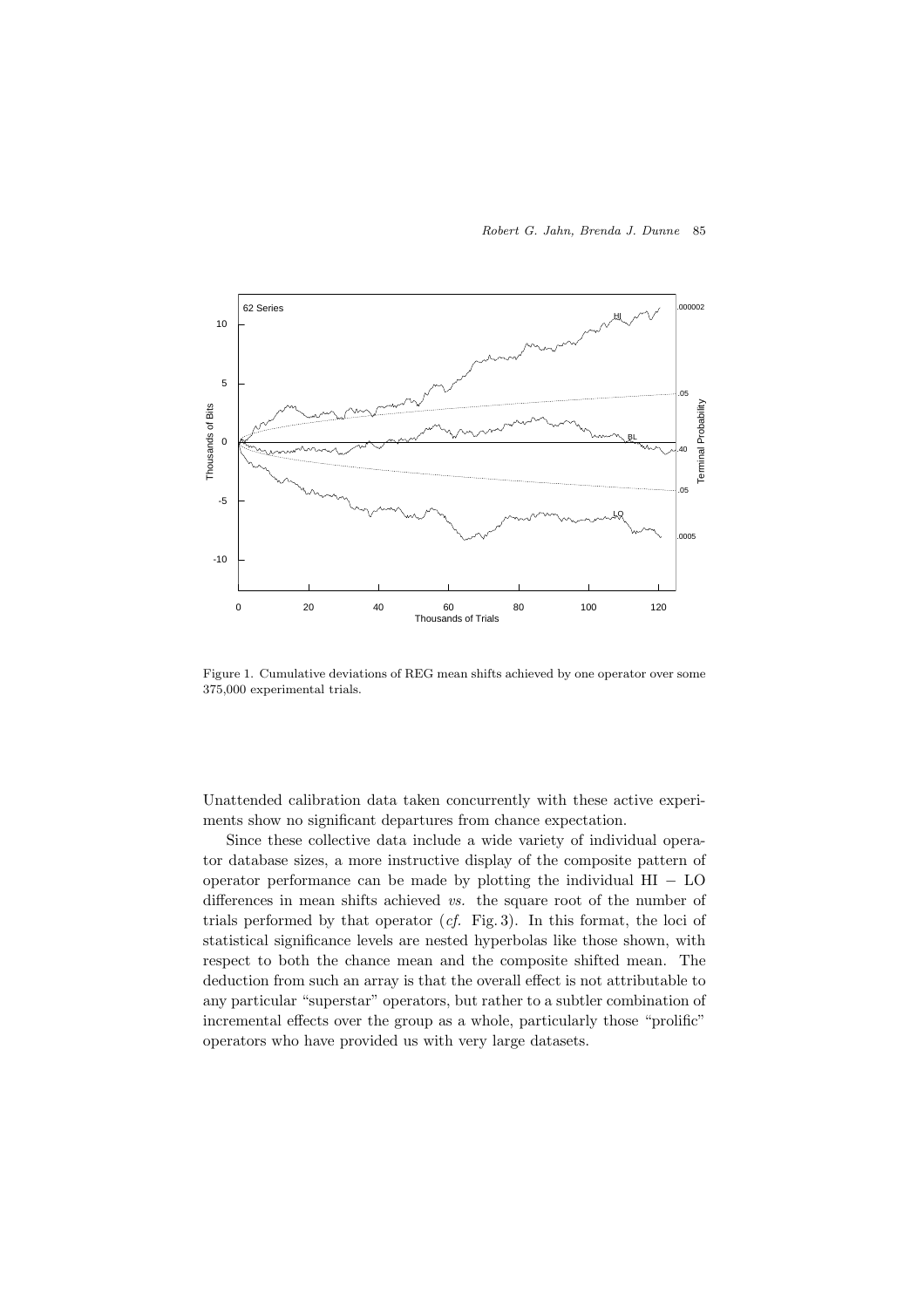Figure 1. Cumulative deviations of REG mean shifts achieved by one operator over some 375,000 experimental trials.

Unattended calibration data taken concurrently with these active experiments show no significant departures from chance expectation.

Since these collective data include a wide variety of individual operator database sizes, a more instructive display of the composite pattern of operator performance can be made by plotting the individual HI − LO differences in mean shifts achieved *vs.* the square root of the number of trials performed by that operator (*cf.* Fig. 3). In this format, the loci of statistical significance levels are nested hyperbolas like those shown, with respect to both the chance mean and the composite shifted mean. The deduction from such an array is that the overall effect is not attributable to any particular "superstar" operators, but rather to a subtler combination of incremental effects over the group as a whole, particularly those "prolific" operators who have provided us with very large datasets.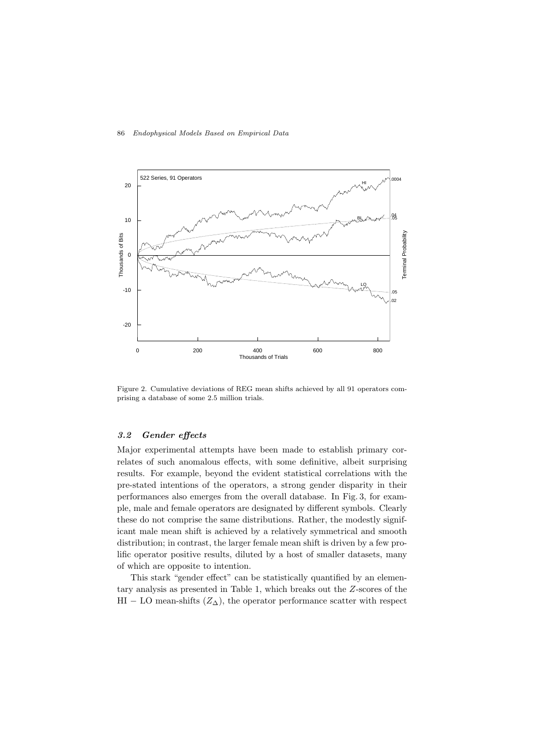Figure 2. Cumulative deviations of REG mean shifts achieved by all 91 operators comprising a database of some 2.5 million trials.

### *3.2 Gender effects*

Major experimental attempts have been made to establish primary correlates of such anomalous effects, with some definitive, albeit surprising results. For example, beyond the evident statistical correlations with the pre-stated intentions of the operators, a strong gender disparity in their performances also emerges from the overall database. In Fig. 3, for example, male and female operators are designated by different symbols. Clearly these do not comprise the same distributions. Rather, the modestly significant male mean shift is achieved by a relatively symmetrical and smooth distribution; in contrast, the larger female mean shift is driven by a few prolific operator positive results, diluted by a host of smaller datasets, many of which are opposite to intention.

This stark "gender effect" can be statistically quantified by an elementary analysis as presented in Table 1, which breaks out the $Z$-scores of the HI $-$ LO mean-shifts ($Z_{\Delta}$), the operator performance scatter with respect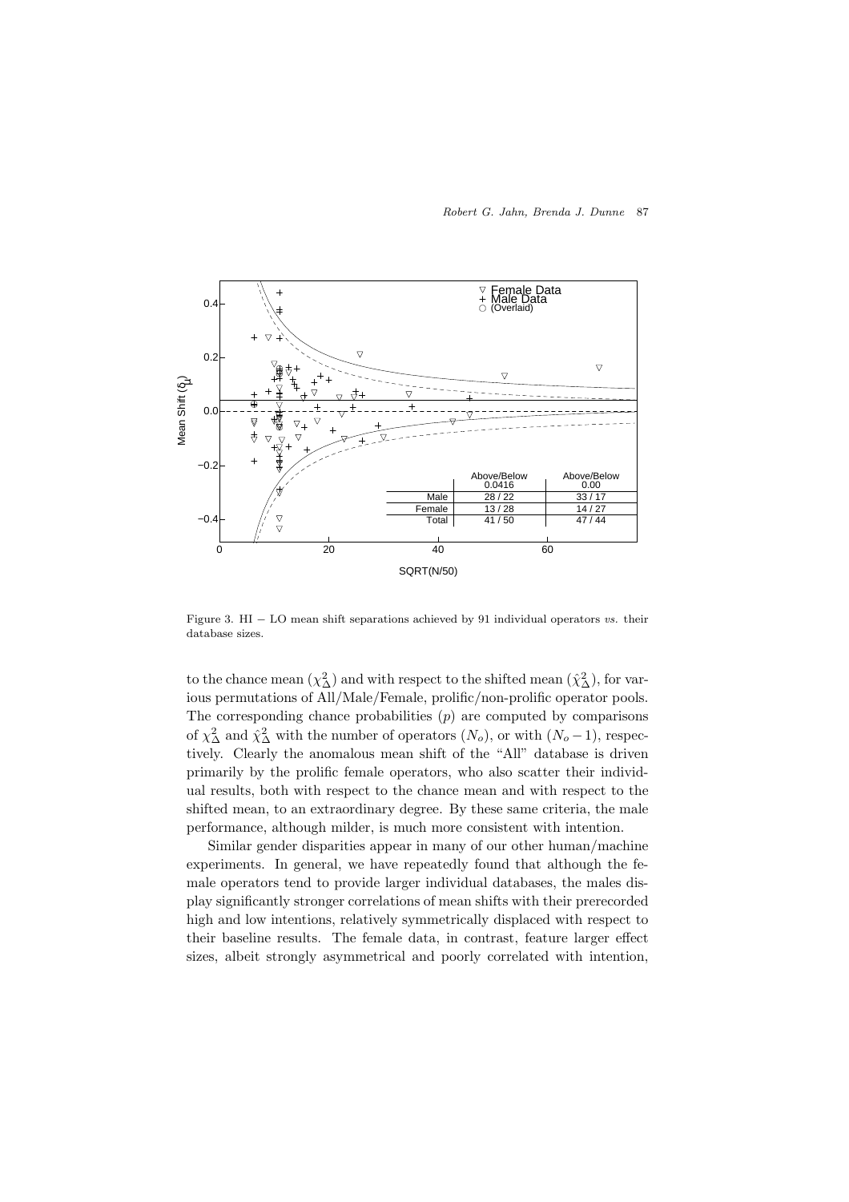| | Above/Below 0.0416 | Above/Below 0.00 |
|---|---|---|
| Male | 28 / 22 | 33 / 17 |
| Female | 13 / 28 | 14 / 27 |
| Total | 41 / 50 | 47 / 44 |

Figure 3. HI − LO mean shift separations achieved by 91 individual operators *vs.* their database sizes.

to the chance mean ($\chi^2_\Delta$) and with respect to the shifted mean ($\hat{\chi}^2_\Delta$), for various permutations of All/Male/Female, prolific/non-prolific operator pools. The corresponding chance probabilities ($p$) are computed by comparisons of $\chi^2_\Delta$ and $\hat{\chi}^2_\Delta$ with the number of operators ($N_o$), or with ($N_o - 1$), respectively. Clearly the anomalous mean shift of the "All" database is driven primarily by the prolific female operators, who also scatter their individual results, both with respect to the chance mean and with respect to the shifted mean, to an extraordinary degree. By these same criteria, the male performance, although milder, is much more consistent with intention.

Similar gender disparities appear in many of our other human/machine experiments. In general, we have repeatedly found that although the female operators tend to provide larger individual databases, the males display significantly stronger correlations of mean shifts with their prerecorded high and low intentions, relatively symmetrically displaced with respect to their baseline results. The female data, in contrast, feature larger effect sizes, albeit strongly asymmetrical and poorly correlated with intention,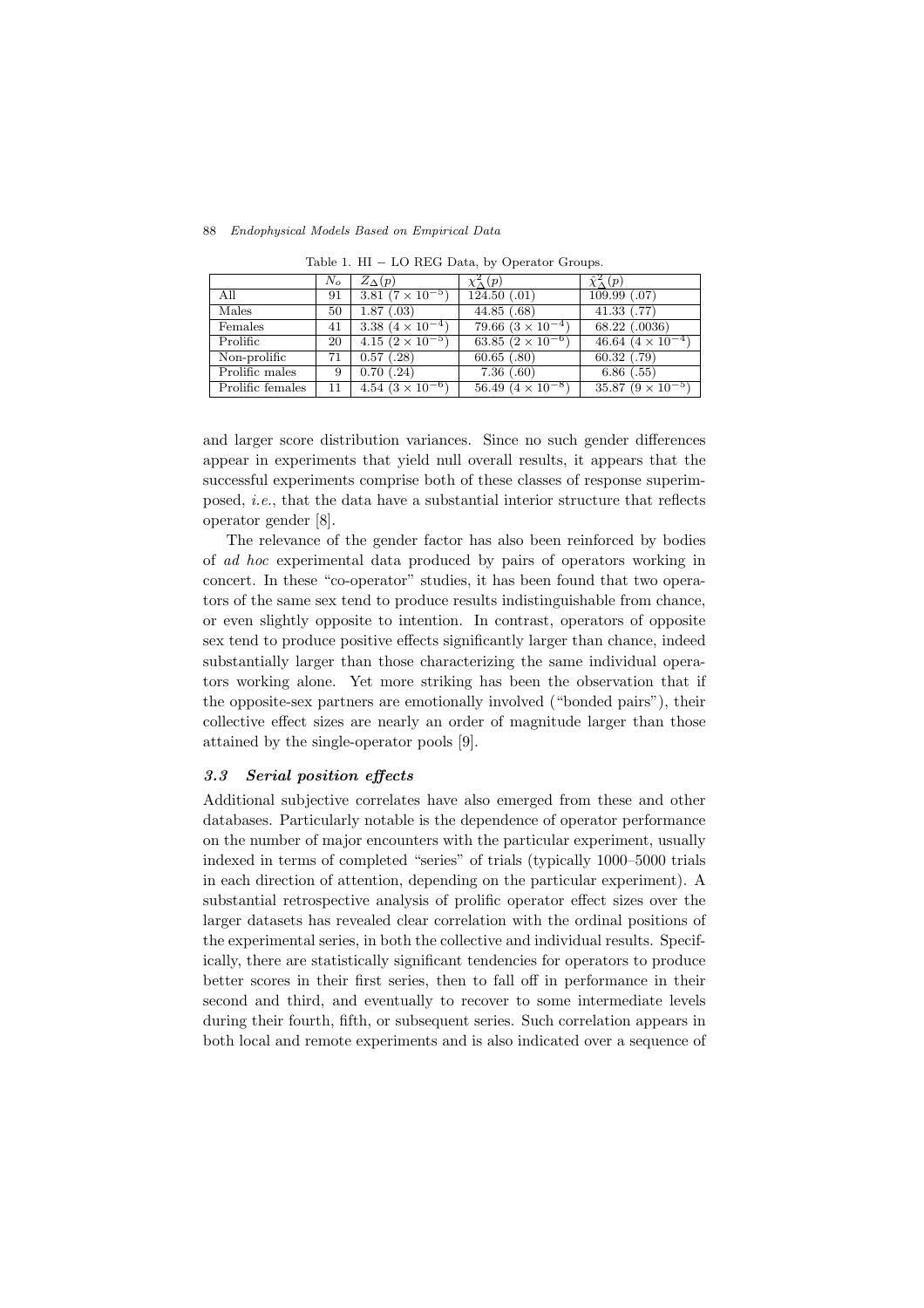Table 1. HI − LO REG Data, by Operator Groups.

| | $N_o$ | $Z_\Delta(p)$ | $\chi^2_\Delta(p)$ | $\hat{\chi}^2_\Delta(p)$ |
|---|---|---|---|---|
| All | 91 | 3.81 ($7 \times 10^{-5}$) | 124.50 (.01) | 109.99 (.07) |
| Males | 50 | 1.87 (.03) | 44.85 (.68) | 41.33 (.77) |
| Females | 41 | 3.38 ($4 \times 10^{-4}$) | 79.66 ($3 \times 10^{-4}$) | 68.22 (.0036) |
| Prolific | 20 | 4.15 ($2 \times 10^{-5}$) | 63.85 ($2 \times 10^{-6}$) | 46.64 ($4 \times 10^{-4}$) |
| Non-prolific | 71 | 0.57 (.28) | 60.65 (.80) | 60.32 (.79) |
| Prolific males | 9 | 0.70 (.24) | 7.36 (.60) | 6.86 (.55) |
| Prolific females | 11 | 4.54 ($3 \times 10^{-6}$) | 56.49 ($4 \times 10^{-8}$) | 35.87 ($9 \times 10^{-5}$) |

and larger score distribution variances. Since no such gender differences appear in experiments that yield null overall results, it appears that the successful experiments comprise both of these classes of response superimposed, *i.e.*, that the data have a substantial interior structure that reflects operator gender [8].

The relevance of the gender factor has also been reinforced by bodies of *ad hoc* experimental data produced by pairs of operators working in concert. In these "co-operator" studies, it has been found that two operators of the same sex tend to produce results indistinguishable from chance, or even slightly opposite to intention. In contrast, operators of opposite sex tend to produce positive effects significantly larger than chance, indeed substantially larger than those characterizing the same individual operators working alone. Yet more striking has been the observation that if the opposite-sex partners are emotionally involved ("bonded pairs"), their collective effect sizes are nearly an order of magnitude larger than those attained by the single-operator pools [9].

### *3.3 Serial position effects*

Additional subjective correlates have also emerged from these and other databases. Particularly notable is the dependence of operator performance on the number of major encounters with the particular experiment, usually indexed in terms of completed "series" of trials (typically 1000–5000 trials in each direction of attention, depending on the particular experiment). A substantial retrospective analysis of prolific operator effect sizes over the larger datasets has revealed clear correlation with the ordinal positions of the experimental series, in both the collective and individual results. Specifically, there are statistically significant tendencies for operators to produce better scores in their first series, then to fall off in performance in their second and third, and eventually to recover to some intermediate levels during their fourth, fifth, or subsequent series. Such correlation appears in both local and remote experiments and is also indicated over a sequence of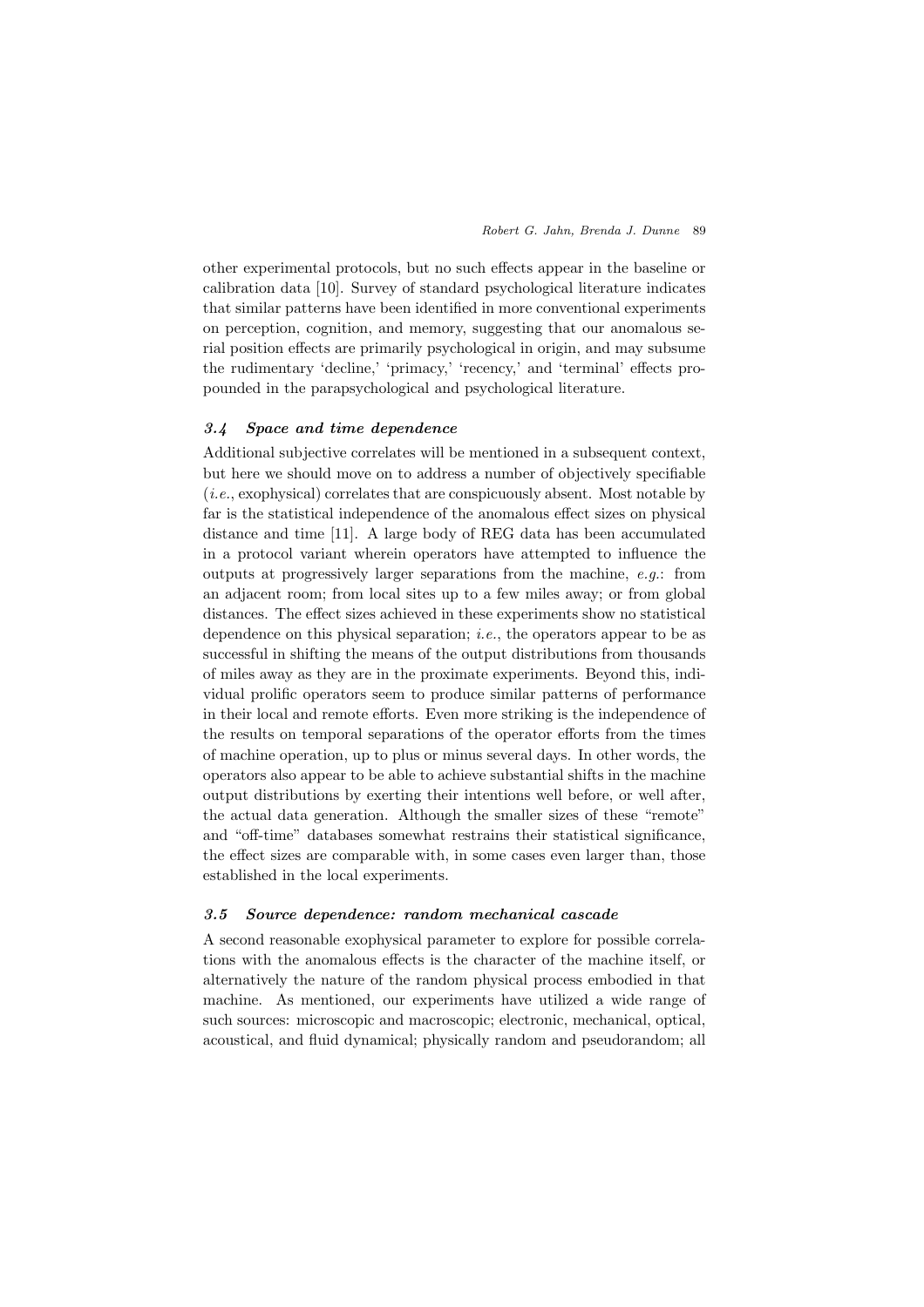other experimental protocols, but no such effects appear in the baseline or calibration data [10]. Survey of standard psychological literature indicates that similar patterns have been identified in more conventional experiments on perception, cognition, and memory, suggesting that our anomalous serial position effects are primarily psychological in origin, and may subsume the rudimentary 'decline,' 'primacy,' 'recency,' and 'terminal' effects propounded in the parapsychological and psychological literature.

### *3.4 Space and time dependence*

Additional subjective correlates will be mentioned in a subsequent context, but here we should move on to address a number of objectively specifiable (*i.e.*, exophysical) correlates that are conspicuously absent. Most notable by far is the statistical independence of the anomalous effect sizes on physical distance and time [11]. A large body of REG data has been accumulated in a protocol variant wherein operators have attempted to influence the outputs at progressively larger separations from the machine, *e.g.*: from an adjacent room; from local sites up to a few miles away; or from global distances. The effect sizes achieved in these experiments show no statistical dependence on this physical separation; *i.e.*, the operators appear to be as successful in shifting the means of the output distributions from thousands of miles away as they are in the proximate experiments. Beyond this, individual prolific operators seem to produce similar patterns of performance in their local and remote efforts. Even more striking is the independence of the results on temporal separations of the operator efforts from the times of machine operation, up to plus or minus several days. In other words, the operators also appear to be able to achieve substantial shifts in the machine output distributions by exerting their intentions well before, or well after, the actual data generation. Although the smaller sizes of these "remote" and "off-time" databases somewhat restrains their statistical significance, the effect sizes are comparable with, in some cases even larger than, those established in the local experiments.

### *3.5 Source dependence: random mechanical cascade*

A second reasonable exophysical parameter to explore for possible correlations with the anomalous effects is the character of the machine itself, or alternatively the nature of the random physical process embodied in that machine. As mentioned, our experiments have utilized a wide range of such sources: microscopic and macroscopic; electronic, mechanical, optical, acoustical, and fluid dynamical; physically random and pseudorandom; all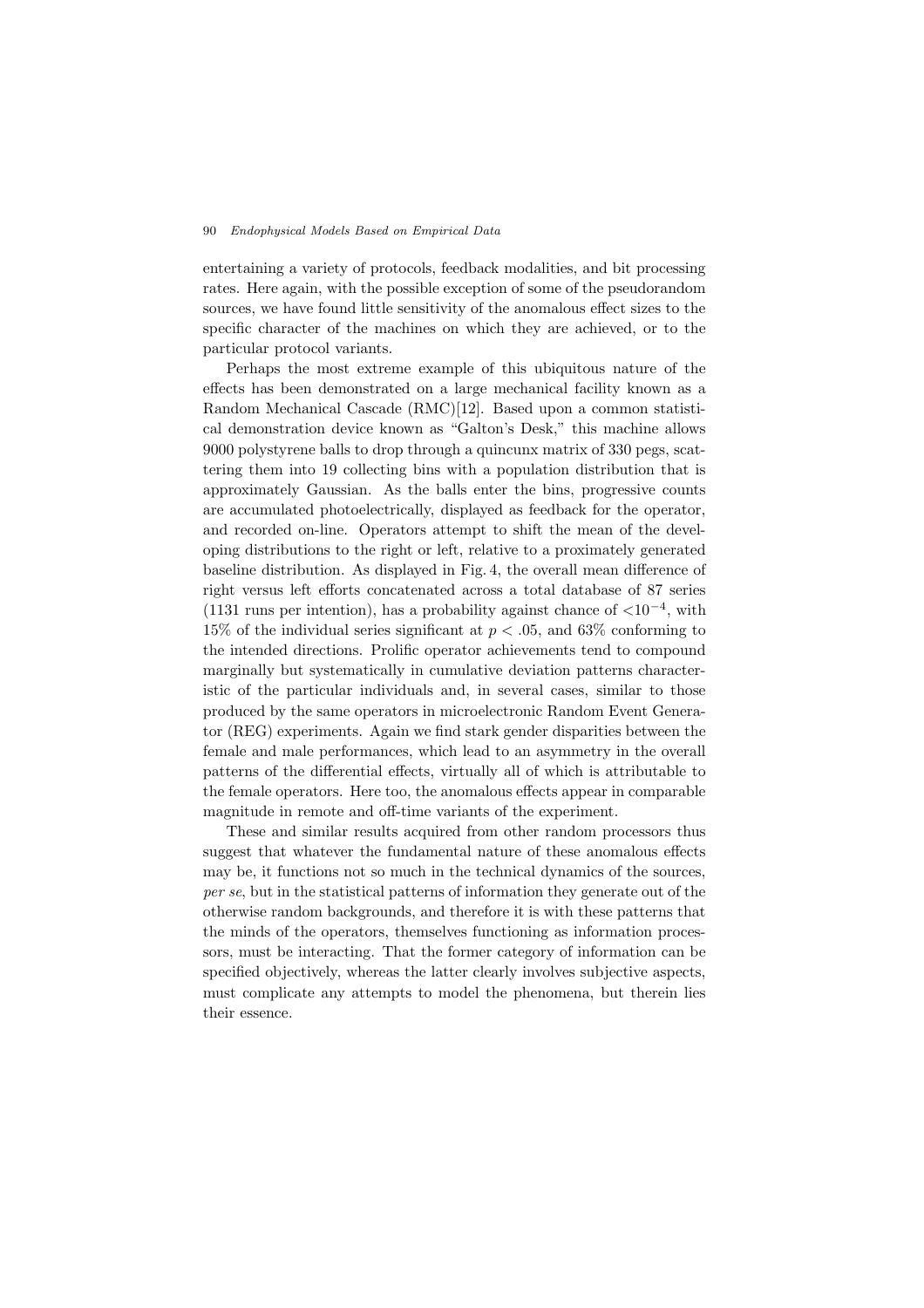entertaining a variety of protocols, feedback modalities, and bit processing rates. Here again, with the possible exception of some of the pseudorandom sources, we have found little sensitivity of the anomalous effect sizes to the specific character of the machines on which they are achieved, or to the particular protocol variants.

Perhaps the most extreme example of this ubiquitous nature of the effects has been demonstrated on a large mechanical facility known as a Random Mechanical Cascade (RMC)[12]. Based upon a common statistical demonstration device known as "Galton's Desk," this machine allows 9000 polystyrene balls to drop through a quincunx matrix of 330 pegs, scattering them into 19 collecting bins with a population distribution that is approximately Gaussian. As the balls enter the bins, progressive counts are accumulated photoelectrically, displayed as feedback for the operator, and recorded on-line. Operators attempt to shift the mean of the developing distributions to the right or left, relative to a proximately generated baseline distribution. As displayed in Fig. 4, the overall mean difference of right versus left efforts concatenated across a total database of 87 series (1131 runs per intention), has a probability against chance of $<10^{-4}$, with 15% of the individual series significant at $p < .05$, and 63% conforming to the intended directions. Prolific operator achievements tend to compound marginally but systematically in cumulative deviation patterns characteristic of the particular individuals and, in several cases, similar to those produced by the same operators in microelectronic Random Event Generator (REG) experiments. Again we find stark gender disparities between the female and male performances, which lead to an asymmetry in the overall patterns of the differential effects, virtually all of which is attributable to the female operators. Here too, the anomalous effects appear in comparable magnitude in remote and off-time variants of the experiment.

These and similar results acquired from other random processors thus suggest that whatever the fundamental nature of these anomalous effects may be, it functions not so much in the technical dynamics of the sources, *per se*, but in the statistical patterns of information they generate out of the otherwise random backgrounds, and therefore it is with these patterns that the minds of the operators, themselves functioning as information processors, must be interacting. That the former category of information can be specified objectively, whereas the latter clearly involves subjective aspects, must complicate any attempts to model the phenomena, but therein lies their essence.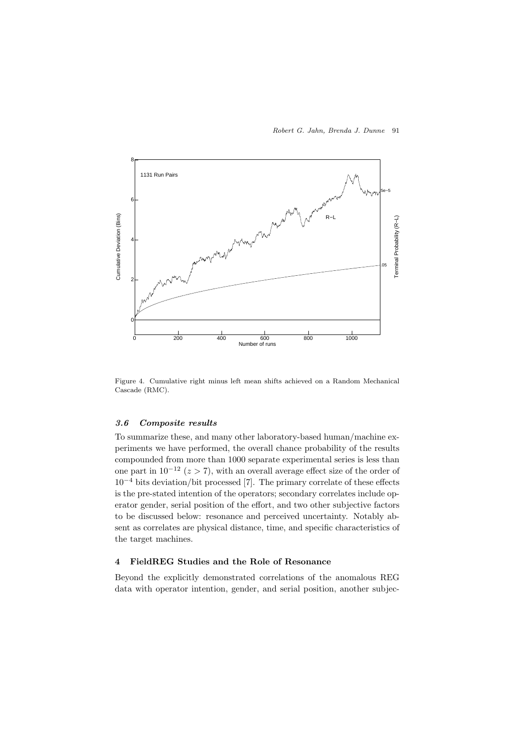Figure 4. Cumulative right minus left mean shifts achieved on a Random Mechanical Cascade (RMC).

### *3.6 Composite results*

To summarize these, and many other laboratory-based human/machine experiments we have performed, the overall chance probability of the results compounded from more than 1000 separate experimental series is less than one part in $10^{-12}$ ($z > 7$), with an overall average effect size of the order of $10^{-4}$ bits deviation/bit processed [7]. The primary correlate of these effects is the pre-stated intention of the operators; secondary correlates include operator gender, serial position of the effort, and two other subjective factors to be discussed below: resonance and perceived uncertainty. Notably absent as correlates are physical distance, time, and specific characteristics of the target machines.

## 4 FieldREG Studies and the Role of Resonance

Beyond the explicitly demonstrated correlations of the anomalous REG data with operator intention, gender, and serial position, another subjec-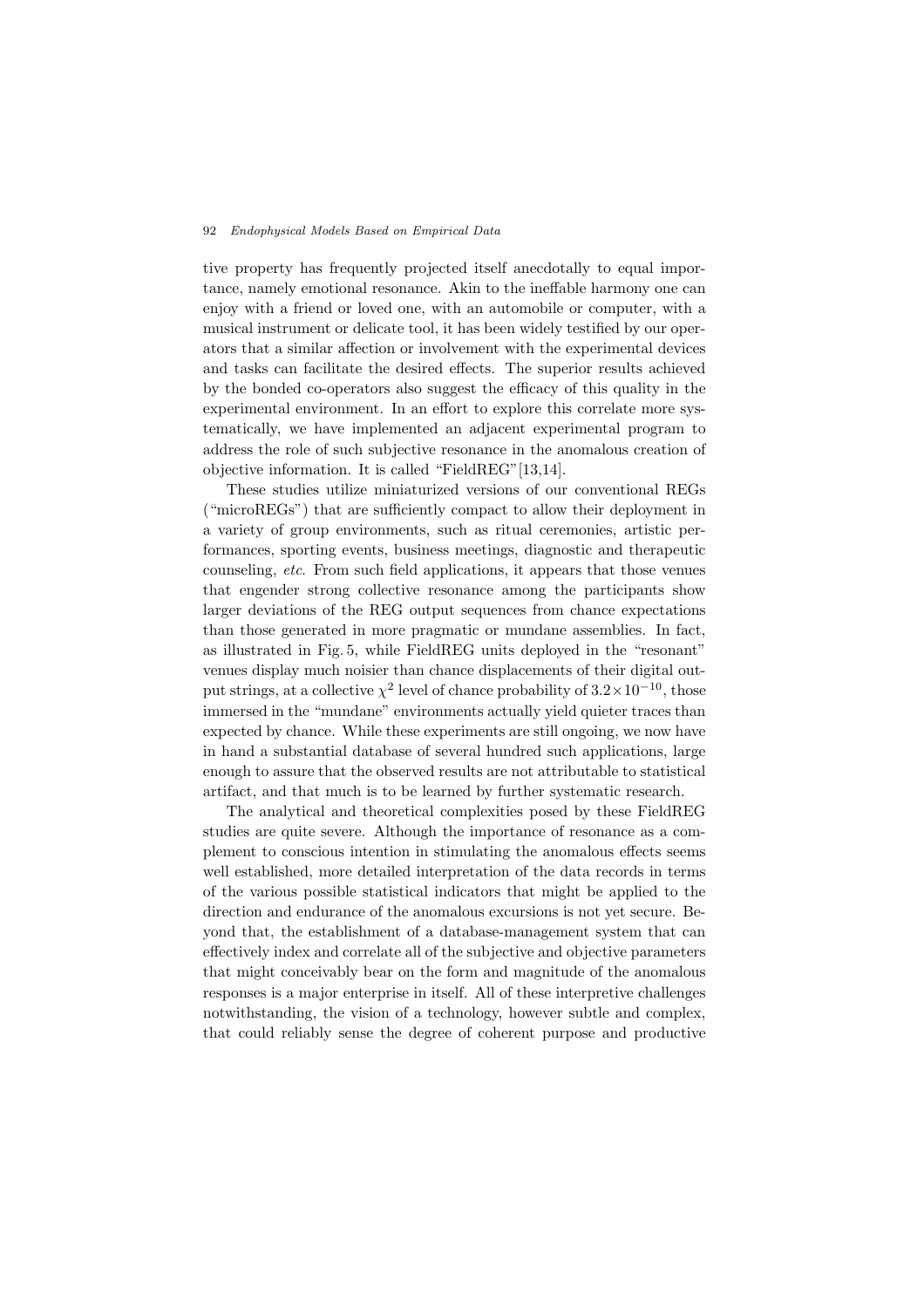tive property has frequently projected itself anecdotally to equal importance, namely emotional resonance. Akin to the ineffable harmony one can enjoy with a friend or loved one, with an automobile or computer, with a musical instrument or delicate tool, it has been widely testified by our operators that a similar affection or involvement with the experimental devices and tasks can facilitate the desired effects. The superior results achieved by the bonded co-operators also suggest the efficacy of this quality in the experimental environment. In an effort to explore this correlate more systematically, we have implemented an adjacent experimental program to address the role of such subjective resonance in the anomalous creation of objective information. It is called "FieldREG"[13,14].

These studies utilize miniaturized versions of our conventional REGs ("microREGs") that are sufficiently compact to allow their deployment in a variety of group environments, such as ritual ceremonies, artistic performances, sporting events, business meetings, diagnostic and therapeutic counseling, *etc.* From such field applications, it appears that those venues that engender strong collective resonance among the participants show larger deviations of the REG output sequences from chance expectations than those generated in more pragmatic or mundane assemblies. In fact, as illustrated in Fig. 5, while FieldREG units deployed in the "resonant" venues display much noisier than chance displacements of their digital output strings, at a collective $\chi^2$ level of chance probability of $3.2 \times 10^{-10}$, those immersed in the "mundane" environments actually yield quieter traces than expected by chance. While these experiments are still ongoing, we now have in hand a substantial database of several hundred such applications, large enough to assure that the observed results are not attributable to statistical artifact, and that much is to be learned by further systematic research.

The analytical and theoretical complexities posed by these FieldREG studies are quite severe. Although the importance of resonance as a complement to conscious intention in stimulating the anomalous effects seems well established, more detailed interpretation of the data records in terms of the various possible statistical indicators that might be applied to the direction and endurance of the anomalous excursions is not yet secure. Beyond that, the establishment of a database-management system that can effectively index and correlate all of the subjective and objective parameters that might conceivably bear on the form and magnitude of the anomalous responses is a major enterprise in itself. All of these interpretive challenges notwithstanding, the vision of a technology, however subtle and complex, that could reliably sense the degree of coherent purpose and productive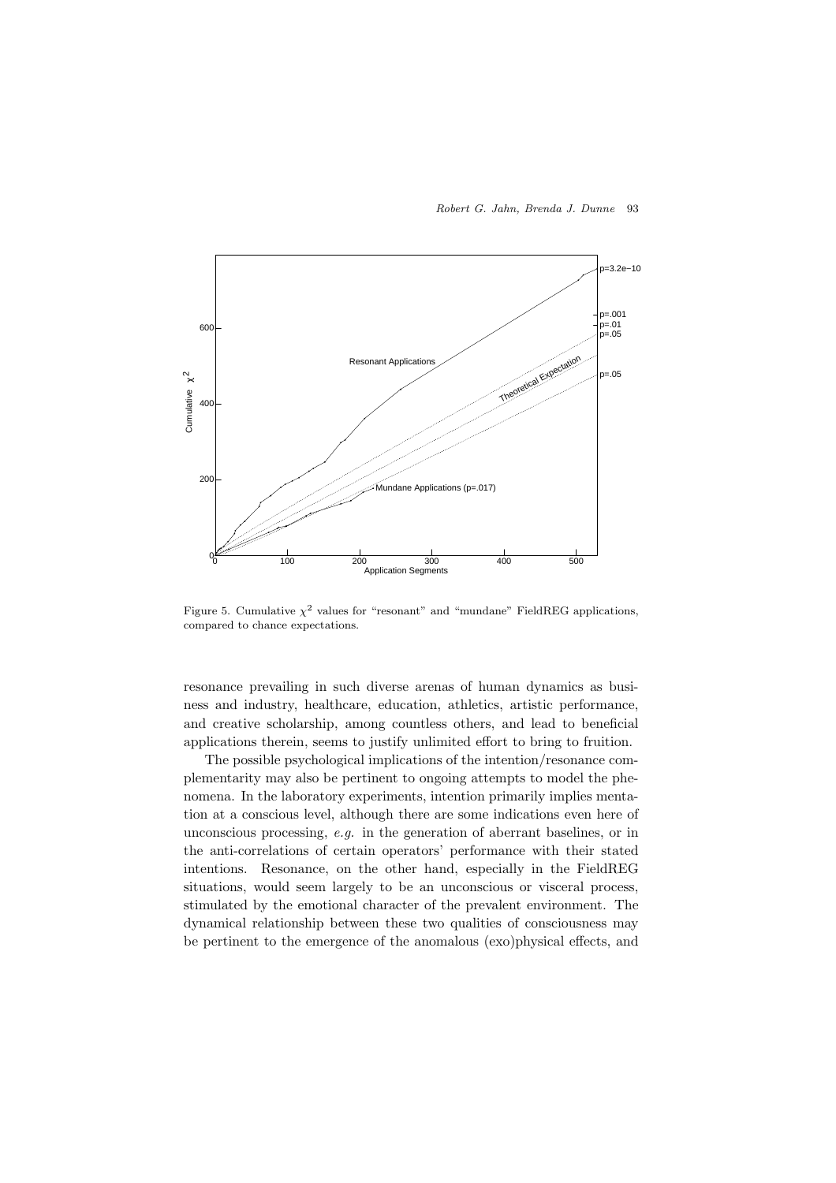Figure 5. Cumulative $\chi^2$ values for "resonant" and "mundane" FieldREG applications, compared to chance expectations.

resonance prevailing in such diverse arenas of human dynamics as business and industry, healthcare, education, athletics, artistic performance, and creative scholarship, among countless others, and lead to beneficial applications therein, seems to justify unlimited effort to bring to fruition.

The possible psychological implications of the intention/resonance complementarity may also be pertinent to ongoing attempts to model the phenomena. In the laboratory experiments, intention primarily implies mentation at a conscious level, although there are some indications even here of unconscious processing, *e.g.* in the generation of aberrant baselines, or in the anti-correlations of certain operators' performance with their stated intentions. Resonance, on the other hand, especially in the FieldREG situations, would seem largely to be an unconscious or visceral process, stimulated by the emotional character of the prevalent environment. The dynamical relationship between these two qualities of consciousness may be pertinent to the emergence of the anomalous (exo)physical effects, and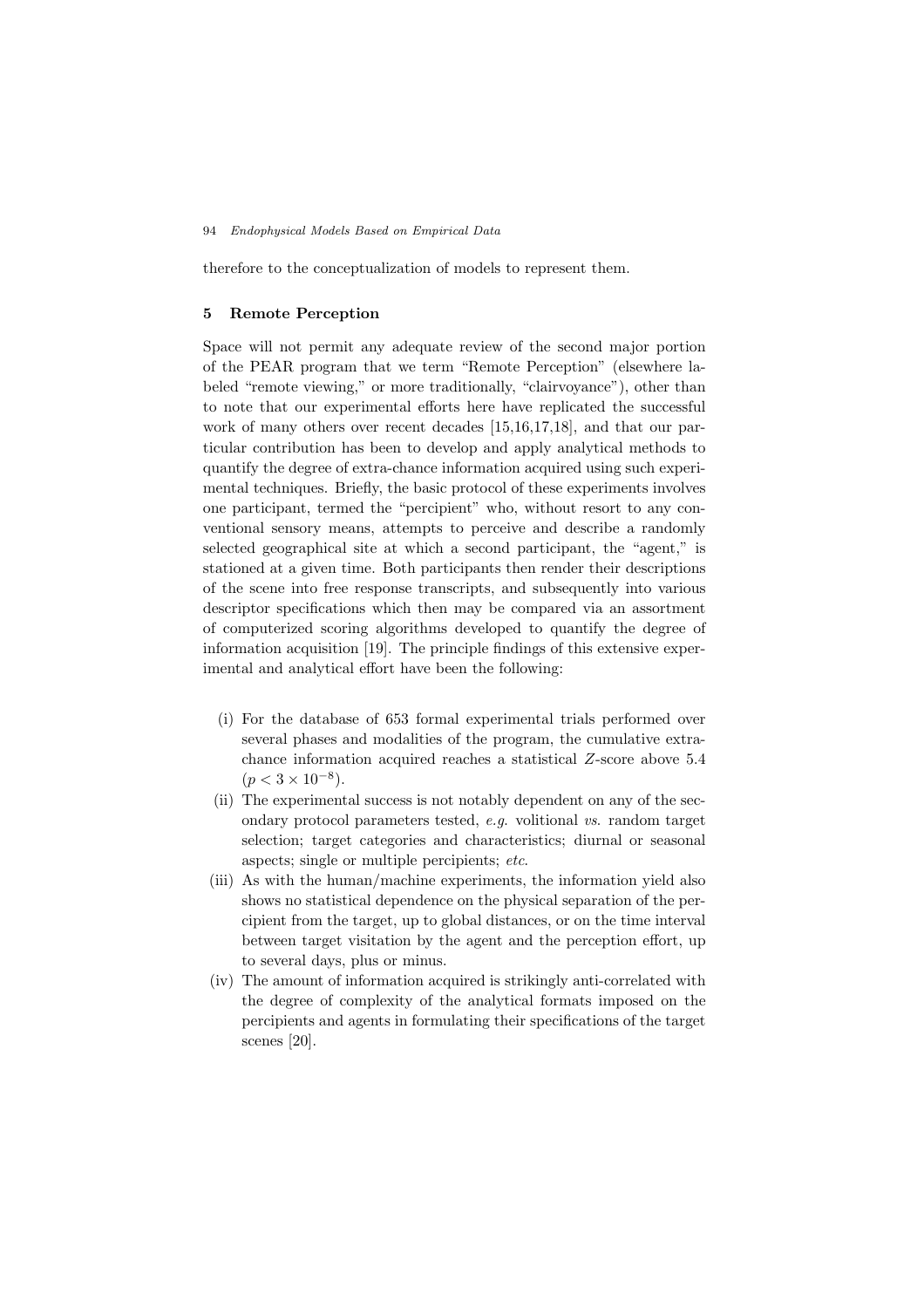therefore to the conceptualization of models to represent them.

## 5 Remote Perception

Space will not permit any adequate review of the second major portion of the PEAR program that we term "Remote Perception" (elsewhere labeled "remote viewing," or more traditionally, "clairvoyance"), other than to note that our experimental efforts here have replicated the successful work of many others over recent decades [15,16,17,18], and that our particular contribution has been to develop and apply analytical methods to quantify the degree of extra-chance information acquired using such experimental techniques. Briefly, the basic protocol of these experiments involves one participant, termed the "percipient" who, without resort to any conventional sensory means, attempts to perceive and describe a randomly selected geographical site at which a second participant, the "agent," is stationed at a given time. Both participants then render their descriptions of the scene into free response transcripts, and subsequently into various descriptor specifications which then may be compared via an assortment of computerized scoring algorithms developed to quantify the degree of information acquisition [19]. The principle findings of this extensive experimental and analytical effort have been the following:

(i) For the database of 653 formal experimental trials performed over several phases and modalities of the program, the cumulative extra-chance information acquired reaches a statistical $Z$-score above 5.4 ($p < 3 \times 10^{-8}$).

(ii) The experimental success is not notably dependent on any of the secondary protocol parameters tested, *e.g.* volitional *vs.* random target selection; target categories and characteristics; diurnal or seasonal aspects; single or multiple percipients; *etc.*

(iii) As with the human/machine experiments, the information yield also shows no statistical dependence on the physical separation of the percipient from the target, up to global distances, or on the time interval between target visitation by the agent and the perception effort, up to several days, plus or minus.

(iv) The amount of information acquired is strikingly anti-correlated with the degree of complexity of the analytical formats imposed on the percipients and agents in formulating their specifications of the target scenes [20].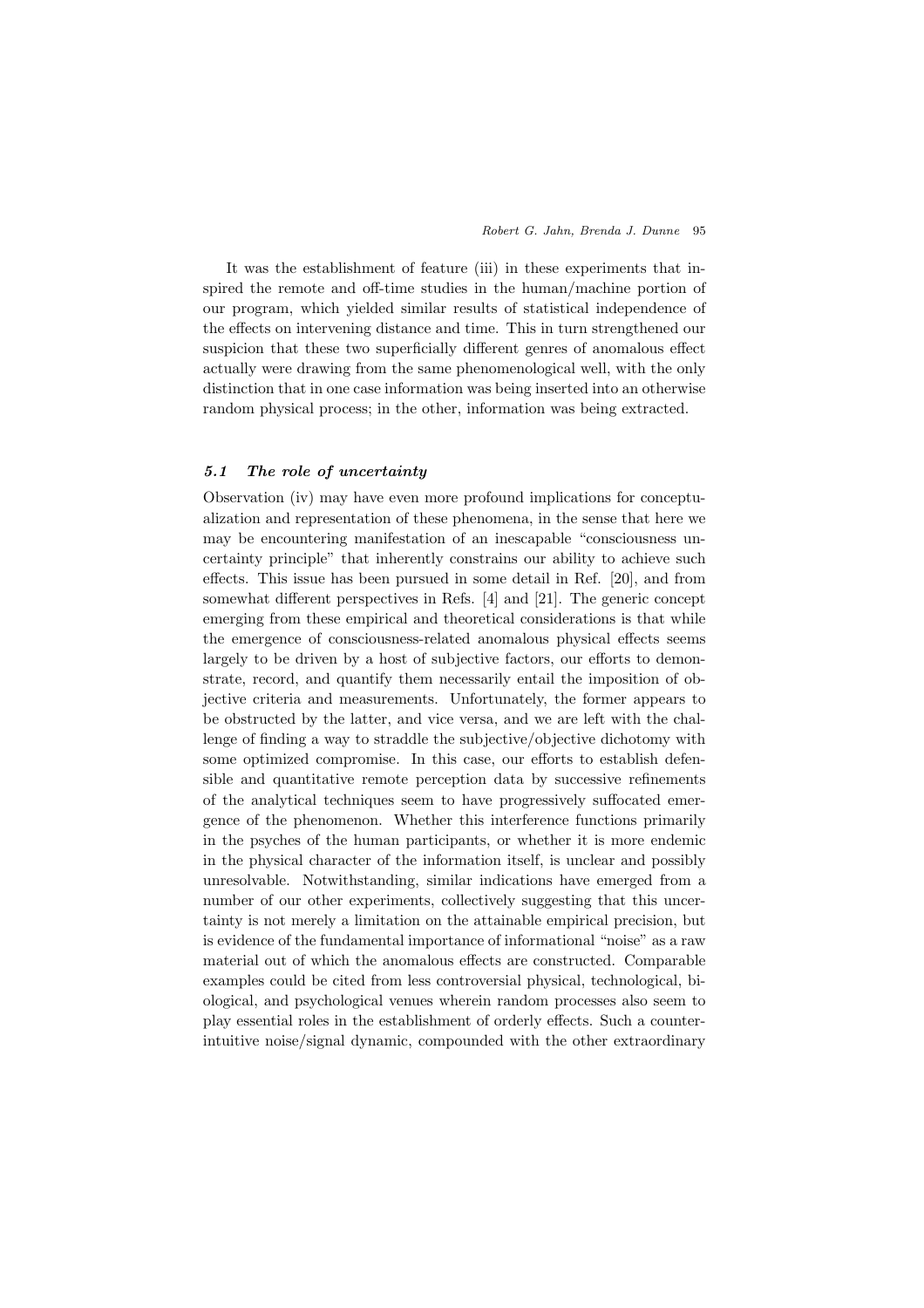It was the establishment of feature (iii) in these experiments that inspired the remote and off-time studies in the human/machine portion of our program, which yielded similar results of statistical independence of the effects on intervening distance and time. This in turn strengthened our suspicion that these two superficially different genres of anomalous effect actually were drawing from the same phenomenological well, with the only distinction that in one case information was being inserted into an otherwise random physical process; in the other, information was being extracted.

### *5.1 The role of uncertainty*

Observation (iv) may have even more profound implications for conceptualization and representation of these phenomena, in the sense that here we may be encountering manifestation of an inescapable "consciousness uncertainty principle" that inherently constrains our ability to achieve such effects. This issue has been pursued in some detail in Ref. [20], and from somewhat different perspectives in Refs. [4] and [21]. The generic concept emerging from these empirical and theoretical considerations is that while the emergence of consciousness-related anomalous physical effects seems largely to be driven by a host of subjective factors, our efforts to demonstrate, record, and quantify them necessarily entail the imposition of objective criteria and measurements. Unfortunately, the former appears to be obstructed by the latter, and vice versa, and we are left with the challenge of finding a way to straddle the subjective/objective dichotomy with some optimized compromise. In this case, our efforts to establish defensible and quantitative remote perception data by successive refinements of the analytical techniques seem to have progressively suffocated emergence of the phenomenon. Whether this interference functions primarily in the psyches of the human participants, or whether it is more endemic in the physical character of the information itself, is unclear and possibly unresolvable. Notwithstanding, similar indications have emerged from a number of our other experiments, collectively suggesting that this uncertainty is not merely a limitation on the attainable empirical precision, but is evidence of the fundamental importance of informational "noise" as a raw material out of which the anomalous effects are constructed. Comparable examples could be cited from less controversial physical, technological, biological, and psychological venues wherein random processes also seem to play essential roles in the establishment of orderly effects. Such a counterintuitive noise/signal dynamic, compounded with the other extraordinary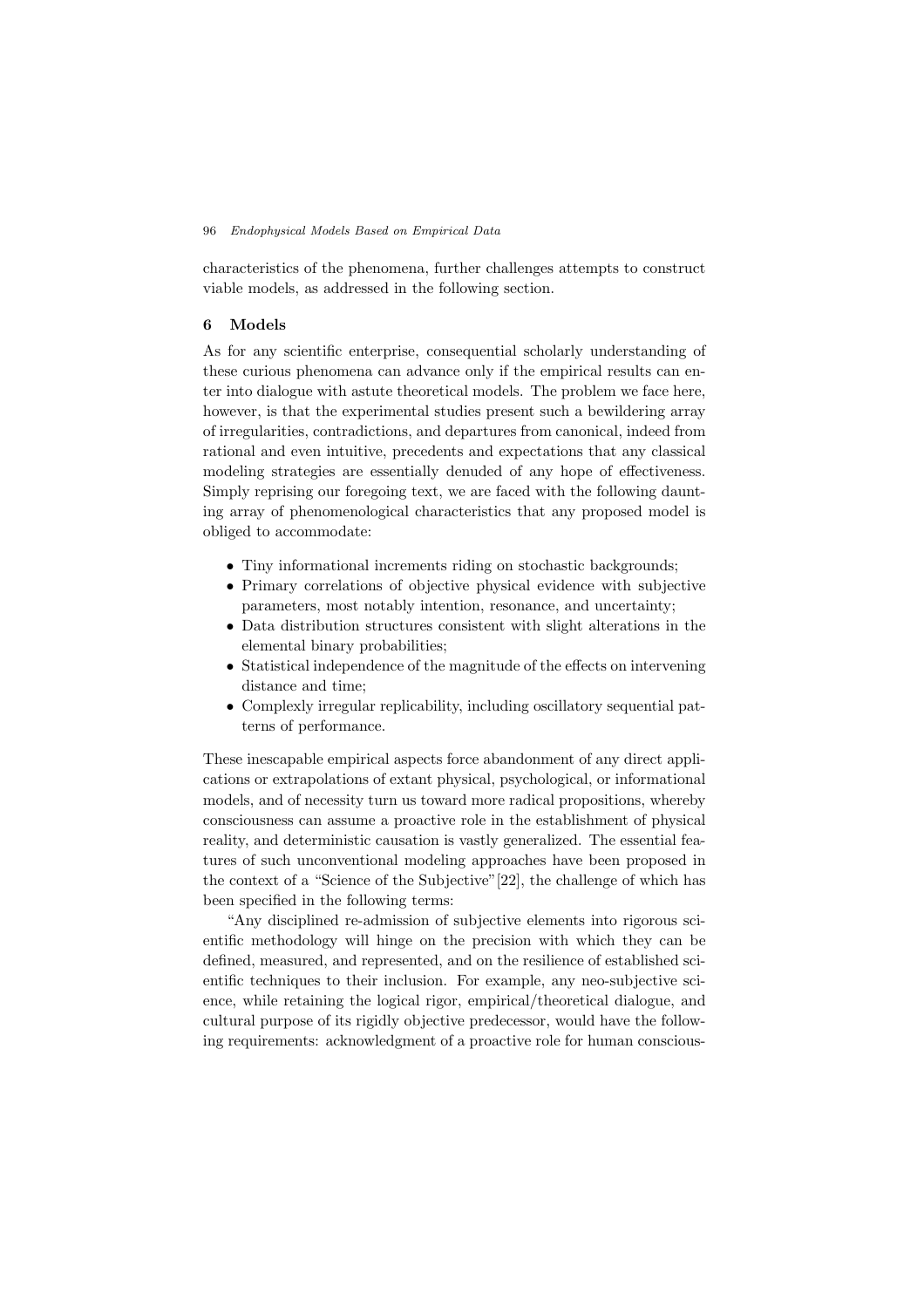characteristics of the phenomena, further challenges attempts to construct viable models, as addressed in the following section.

## 6 Models

As for any scientific enterprise, consequential scholarly understanding of these curious phenomena can advance only if the empirical results can enter into dialogue with astute theoretical models. The problem we face here, however, is that the experimental studies present such a bewildering array of irregularities, contradictions, and departures from canonical, indeed from rational and even intuitive, precedents and expectations that any classical modeling strategies are essentially denuded of any hope of effectiveness. Simply reprising our foregoing text, we are faced with the following daunting array of phenomenological characteristics that any proposed model is obliged to accommodate:

- Tiny informational increments riding on stochastic backgrounds;
- Primary correlations of objective physical evidence with subjective parameters, most notably intention, resonance, and uncertainty;
- Data distribution structures consistent with slight alterations in the elemental binary probabilities;
- Statistical independence of the magnitude of the effects on intervening distance and time;
- Complexly irregular replicability, including oscillatory sequential patterns of performance.

These inescapable empirical aspects force abandonment of any direct applications or extrapolations of extant physical, psychological, or informational models, and of necessity turn us toward more radical propositions, whereby consciousness can assume a proactive role in the establishment of physical reality, and deterministic causation is vastly generalized. The essential features of such unconventional modeling approaches have been proposed in the context of a "Science of the Subjective"[22], the challenge of which has been specified in the following terms:

"Any disciplined re-admission of subjective elements into rigorous scientific methodology will hinge on the precision with which they can be defined, measured, and represented, and on the resilience of established scientific techniques to their inclusion. For example, any neo-subjective science, while retaining the logical rigor, empirical/theoretical dialogue, and cultural purpose of its rigidly objective predecessor, would have the following requirements: acknowledgment of a proactive role for human conscious-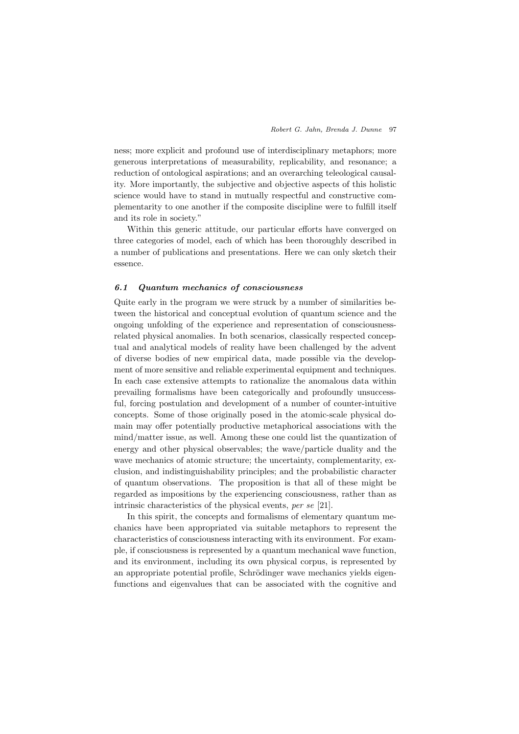ness; more explicit and profound use of interdisciplinary metaphors; more generous interpretations of measurability, replicability, and resonance; a reduction of ontological aspirations; and an overarching teleological causality. More importantly, the subjective and objective aspects of this holistic science would have to stand in mutually respectful and constructive complementarity to one another if the composite discipline were to fulfill itself and its role in society."

Within this generic attitude, our particular efforts have converged on three categories of model, each of which has been thoroughly described in a number of publications and presentations. Here we can only sketch their essence.

### *6.1 Quantum mechanics of consciousness*

Quite early in the program we were struck by a number of similarities between the historical and conceptual evolution of quantum science and the ongoing unfolding of the experience and representation of consciousness-related physical anomalies. In both scenarios, classically respected conceptual and analytical models of reality have been challenged by the advent of diverse bodies of new empirical data, made possible via the development of more sensitive and reliable experimental equipment and techniques. In each case extensive attempts to rationalize the anomalous data within prevailing formalisms have been categorically and profoundly unsuccessful, forcing postulation and development of a number of counter-intuitive concepts. Some of those originally posed in the atomic-scale physical domain may offer potentially productive metaphorical associations with the mind/matter issue, as well. Among these one could list the quantization of energy and other physical observables; the wave/particle duality and the wave mechanics of atomic structure; the uncertainty, complementarity, exclusion, and indistinguishability principles; and the probabilistic character of quantum observations. The proposition is that all of these might be regarded as impositions by the experiencing consciousness, rather than as intrinsic characteristics of the physical events, *per se* [21].

In this spirit, the concepts and formalisms of elementary quantum mechanics have been appropriated via suitable metaphors to represent the characteristics of consciousness interacting with its environment. For example, if consciousness is represented by a quantum mechanical wave function, and its environment, including its own physical corpus, is represented by an appropriate potential profile, Schrödinger wave mechanics yields eigenfunctions and eigenvalues that can be associated with the cognitive and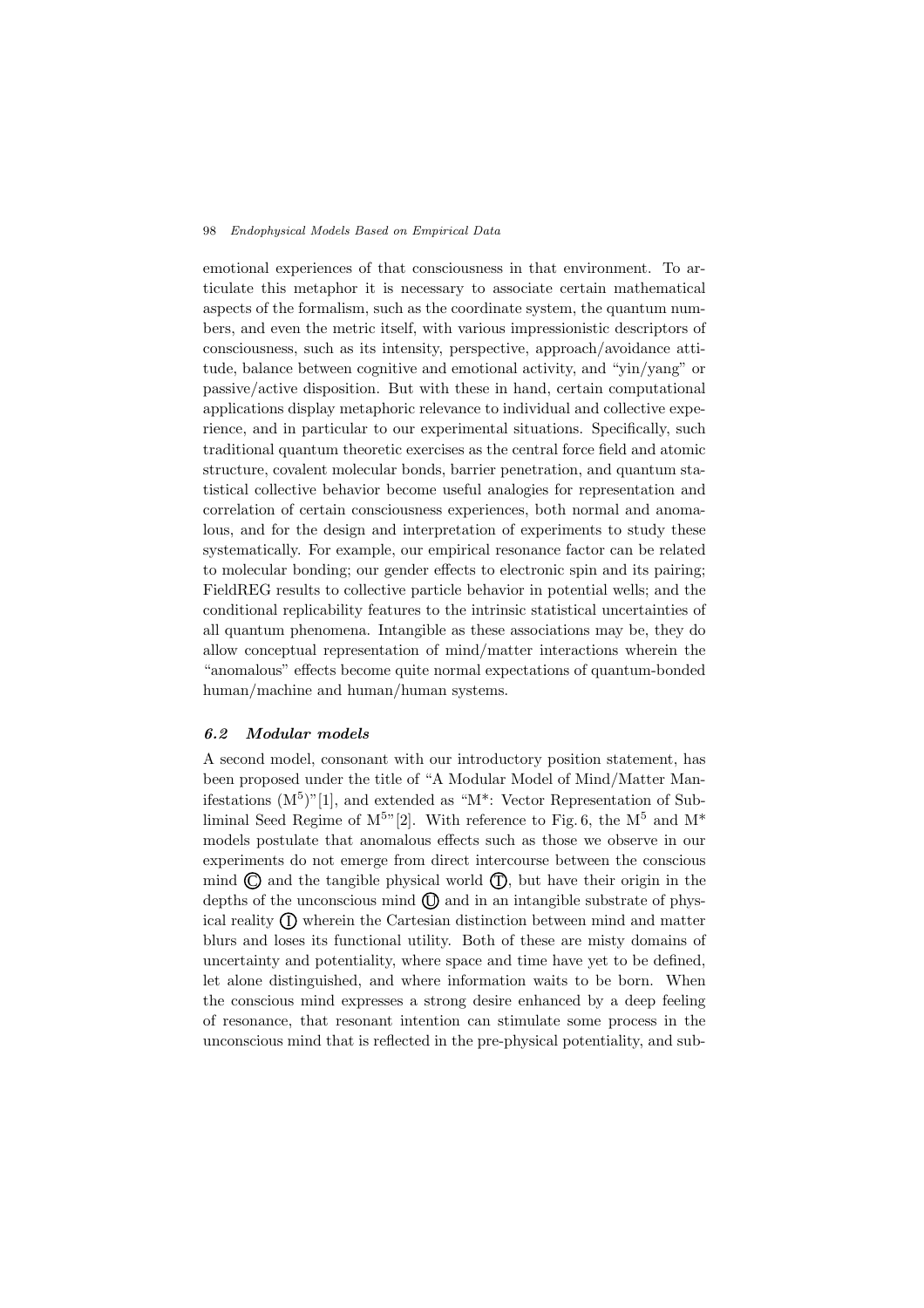emotional experiences of that consciousness in that environment. To articulate this metaphor it is necessary to associate certain mathematical aspects of the formalism, such as the coordinate system, the quantum numbers, and even the metric itself, with various impressionistic descriptors of consciousness, such as its intensity, perspective, approach/avoidance attitude, balance between cognitive and emotional activity, and "yin/yang" or passive/active disposition. But with these in hand, certain computational applications display metaphoric relevance to individual and collective experience, and in particular to our experimental situations. Specifically, such traditional quantum theoretic exercises as the central force field and atomic structure, covalent molecular bonds, barrier penetration, and quantum statistical collective behavior become useful analogies for representation and correlation of certain consciousness experiences, both normal and anomalous, and for the design and interpretation of experiments to study these systematically. For example, our empirical resonance factor can be related to molecular bonding; our gender effects to electronic spin and its pairing; FieldREG results to collective particle behavior in potential wells; and the conditional replicability features to the intrinsic statistical uncertainties of all quantum phenomena. Intangible as these associations may be, they do allow conceptual representation of mind/matter interactions wherein the "anomalous" effects become quite normal expectations of quantum-bonded human/machine and human/human systems.

### *6.2 Modular models*

A second model, consonant with our introductory position statement, has been proposed under the title of "A Modular Model of Mind/Matter Manifestations ($M^5$)"[1], and extended as "M*: Vector Representation of Subliminal Seed Regime of $M^5$"[2]. With reference to Fig. 6, the $M^5$ and M* models postulate that anomalous effects such as those we observe in our experiments do not emerge from direct intercourse between the conscious mind Ⓒ and the tangible physical world Ⓣ, but have their origin in the depths of the unconscious mind Ⓤ and in an intangible substrate of physical reality Ⓘ wherein the Cartesian distinction between mind and matter blurs and loses its functional utility. Both of these are misty domains of uncertainty and potentiality, where space and time have yet to be defined, let alone distinguished, and where information waits to be born. When the conscious mind expresses a strong desire enhanced by a deep feeling of resonance, that resonant intention can stimulate some process in the unconscious mind that is reflected in the pre-physical potentiality, and sub-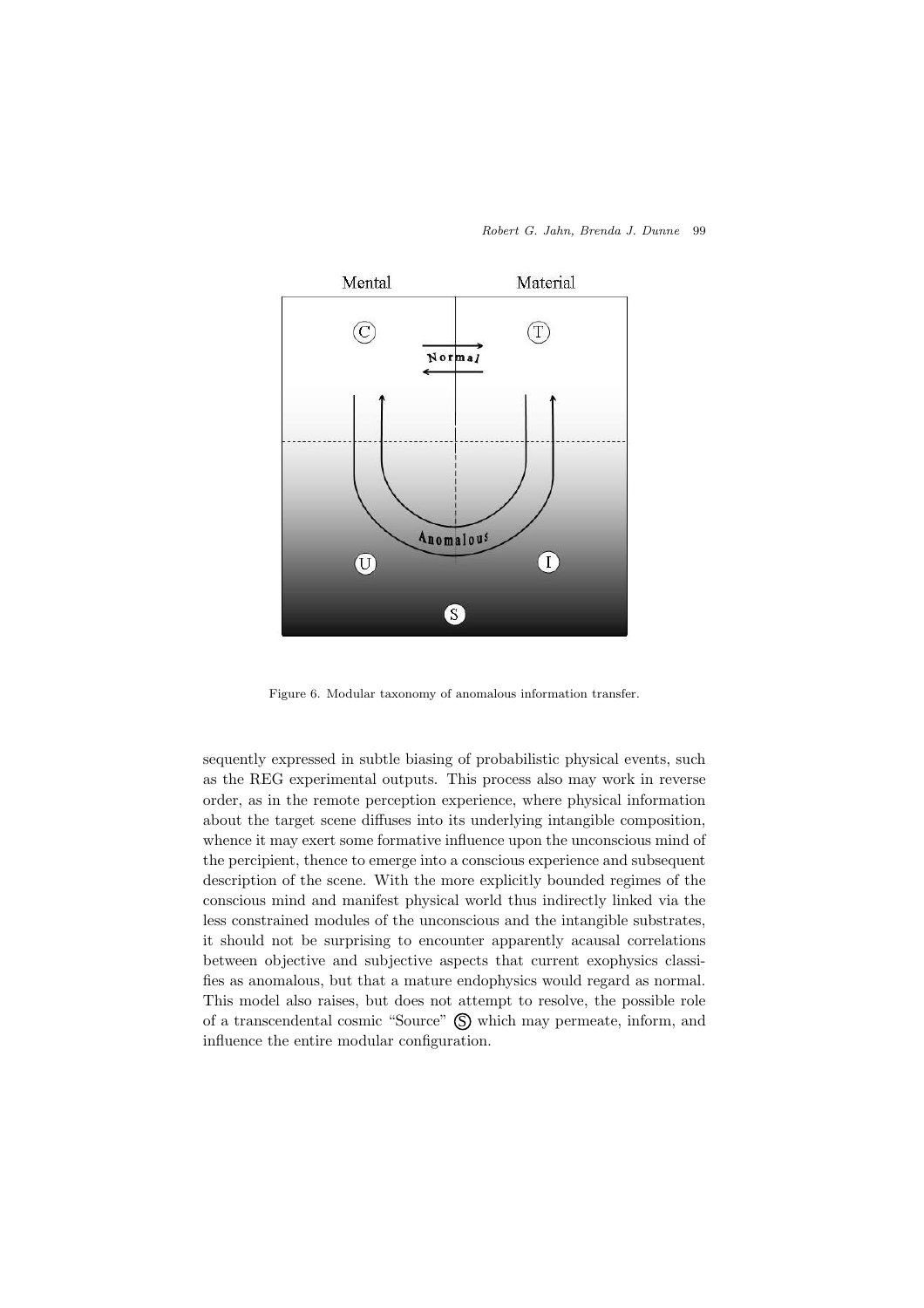Figure 6. Modular taxonomy of anomalous information transfer.

sequently expressed in subtle biasing of probabilistic physical events, such as the REG experimental outputs. This process also may work in reverse order, as in the remote perception experience, where physical information about the target scene diffuses into its underlying intangible composition, whence it may exert some formative influence upon the unconscious mind of the percipient, thence to emerge into a conscious experience and subsequent description of the scene. With the more explicitly bounded regimes of the conscious mind and manifest physical world thus indirectly linked via the less constrained modules of the unconscious and the intangible substrates, it should not be surprising to encounter apparently acausal correlations between objective and subjective aspects that current exophysics classifies as anomalous, but that a mature endophysics would regard as normal. This model also raises, but does not attempt to resolve, the possible role of a transcendental cosmic "Source" Ⓢ which may permeate, inform, and influence the entire modular configuration.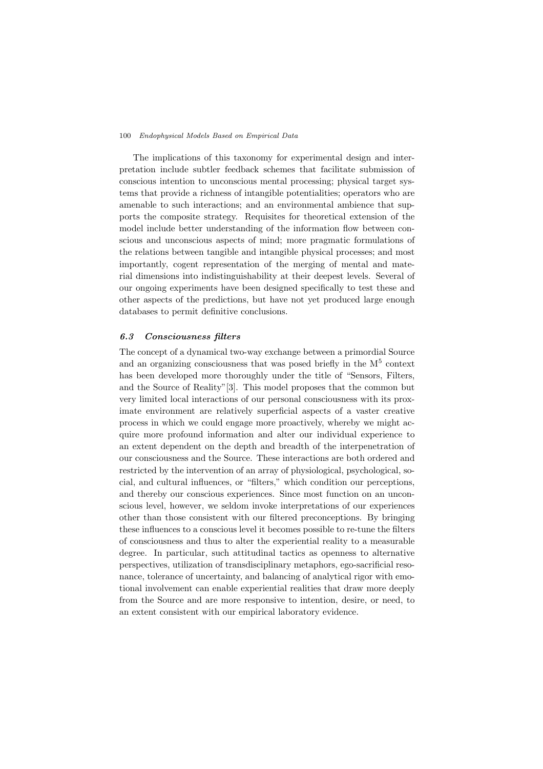The implications of this taxonomy for experimental design and interpretation include subtler feedback schemes that facilitate submission of conscious intention to unconscious mental processing; physical target systems that provide a richness of intangible potentialities; operators who are amenable to such interactions; and an environmental ambience that supports the composite strategy. Requisites for theoretical extension of the model include better understanding of the information flow between conscious and unconscious aspects of mind; more pragmatic formulations of the relations between tangible and intangible physical processes; and most importantly, cogent representation of the merging of mental and material dimensions into indistinguishability at their deepest levels. Several of our ongoing experiments have been designed specifically to test these and other aspects of the predictions, but have not yet produced large enough databases to permit definitive conclusions.

### *6.3 Consciousness filters*

The concept of a dynamical two-way exchange between a primordial Source and an organizing consciousness that was posed briefly in the $M^5$ context has been developed more thoroughly under the title of "Sensors, Filters, and the Source of Reality"[3]. This model proposes that the common but very limited local interactions of our personal consciousness with its proximate environment are relatively superficial aspects of a vaster creative process in which we could engage more proactively, whereby we might acquire more profound information and alter our individual experience to an extent dependent on the depth and breadth of the interpenetration of our consciousness and the Source. These interactions are both ordered and restricted by the intervention of an array of physiological, psychological, social, and cultural influences, or "filters," which condition our perceptions, and thereby our conscious experiences. Since most function on an unconscious level, however, we seldom invoke interpretations of our experiences other than those consistent with our filtered preconceptions. By bringing these influences to a conscious level it becomes possible to re-tune the filters of consciousness and thus to alter the experiential reality to a measurable degree. In particular, such attitudinal tactics as openness to alternative perspectives, utilization of transdisciplinary metaphors, ego-sacrificial resonance, tolerance of uncertainty, and balancing of analytical rigor with emotional involvement can enable experiential realities that draw more deeply from the Source and are more responsive to intention, desire, or need, to an extent consistent with our empirical laboratory evidence.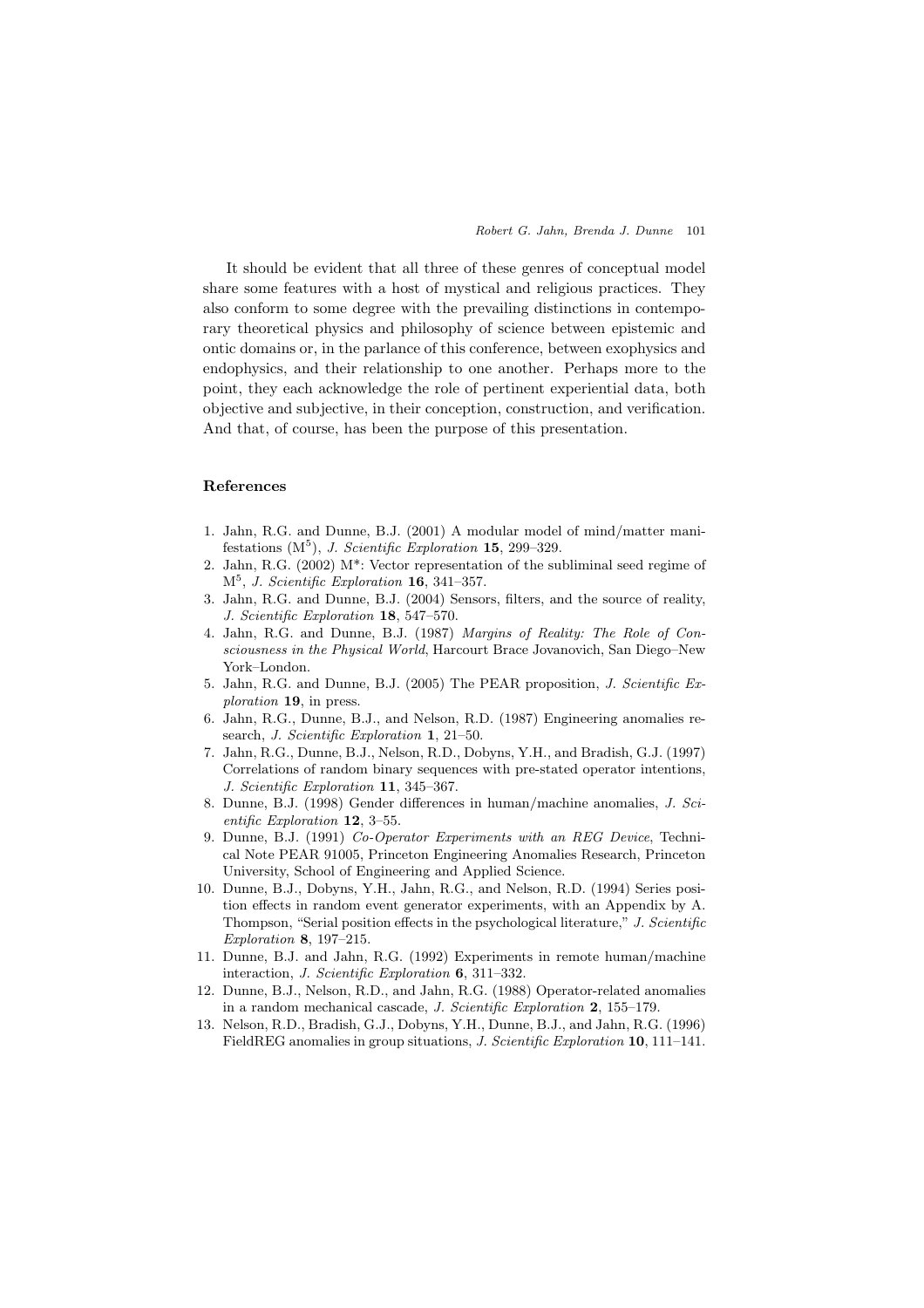It should be evident that all three of these genres of conceptual model share some features with a host of mystical and religious practices. They also conform to some degree with the prevailing distinctions in contemporary theoretical physics and philosophy of science between epistemic and ontic domains or, in the parlance of this conference, between exophysics and endophysics, and their relationship to one another. Perhaps more to the point, they each acknowledge the role of pertinent experiential data, both objective and subjective, in their conception, construction, and verification. And that, of course, has been the purpose of this presentation.

## References

1. Jahn, R.G. and Dunne, B.J. (2001) A modular model of mind/matter manifestations ($M^5$), *J. Scientific Exploration* **15**, 299–329.
2. Jahn, R.G. (2002) M*: Vector representation of the subliminal seed regime of $M^5$, *J. Scientific Exploration* **16**, 341–357.
3. Jahn, R.G. and Dunne, B.J. (2004) Sensors, filters, and the source of reality, *J. Scientific Exploration* **18**, 547–570.
4. Jahn, R.G. and Dunne, B.J. (1987) *Margins of Reality: The Role of Consciousness in the Physical World*, Harcourt Brace Jovanovich, San Diego–New York–London.
5. Jahn, R.G. and Dunne, B.J. (2005) The PEAR proposition, *J. Scientific Exploration* **19**, in press.
6. Jahn, R.G., Dunne, B.J., and Nelson, R.D. (1987) Engineering anomalies research, *J. Scientific Exploration* **1**, 21–50.
7. Jahn, R.G., Dunne, B.J., Nelson, R.D., Dobyns, Y.H., and Bradish, G.J. (1997) Correlations of random binary sequences with pre-stated operator intentions, *J. Scientific Exploration* **11**, 345–367.
8. Dunne, B.J. (1998) Gender differences in human/machine anomalies, *J. Scientific Exploration* **12**, 3–55.
9. Dunne, B.J. (1991) *Co-Operator Experiments with an REG Device*, Technical Note PEAR 91005, Princeton Engineering Anomalies Research, Princeton University, School of Engineering and Applied Science.
10. Dunne, B.J., Dobyns, Y.H., Jahn, R.G., and Nelson, R.D. (1994) Series position effects in random event generator experiments, with an Appendix by A. Thompson, "Serial position effects in the psychological literature," *J. Scientific Exploration* **8**, 197–215.
11. Dunne, B.J. and Jahn, R.G. (1992) Experiments in remote human/machine interaction, *J. Scientific Exploration* **6**, 311–332.
12. Dunne, B.J., Nelson, R.D., and Jahn, R.G. (1988) Operator-related anomalies in a random mechanical cascade, *J. Scientific Exploration* **2**, 155–179.
13. Nelson, R.D., Bradish, G.J., Dobyns, Y.H., Dunne, B.J., and Jahn, R.G. (1996) FieldREG anomalies in group situations, *J. Scientific Exploration* **10**, 111–141.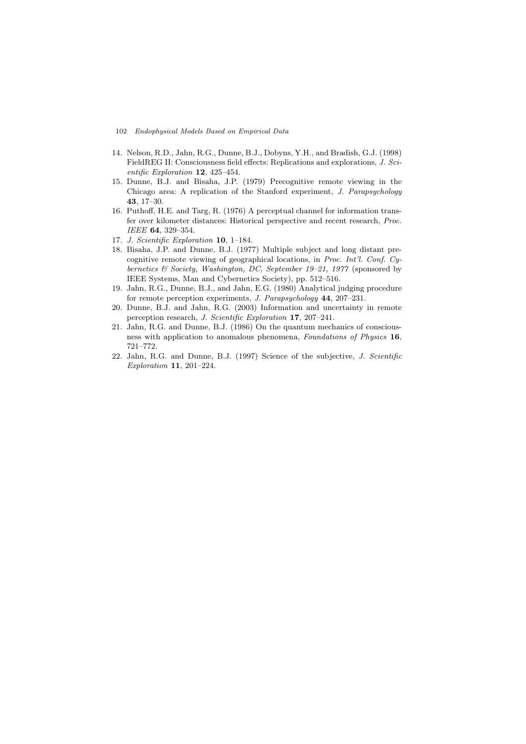14. Nelson, R.D., Jahn, R.G., Dunne, B.J., Dobyns, Y.H., and Bradish, G.J. (1998) FieldREG II: Consciousness field effects: Replications and explorations, *J. Scientific Exploration* **12**, 425–454.
15. Dunne, B.J. and Bisaha, J.P. (1979) Precognitive remote viewing in the Chicago area: A replication of the Stanford experiment, *J. Parapsychology* **43**, 17–30.
16. Puthoff, H.E. and Targ, R. (1976) A perceptual channel for information transfer over kilometer distances: Historical perspective and recent research, *Proc. IEEE* **64**, 329–354.
17. *J. Scientific Exploration* **10**, 1–184.
18. Bisaha, J.P. and Dunne, B.J. (1977) Multiple subject and long distant precognitive remote viewing of geographical locations, in *Proc. Int'l. Conf. Cybernetics & Society, Washington, DC, September 19–21, 1977* (sponsored by IEEE Systems, Man and Cybernetics Society), pp. 512–516.
19. Jahn, R.G., Dunne, B.J., and Jahn, E.G. (1980) Analytical judging procedure for remote perception experiments, *J. Parapsychology* **44**, 207–231.
20. Dunne, B.J. and Jahn, R.G. (2003) Information and uncertainty in remote perception research, *J. Scientific Exploration* **17**, 207–241.
21. Jahn, R.G. and Dunne, B.J. (1986) On the quantum mechanics of consciousness with application to anomalous phenomena, *Foundations of Physics* **16**, 721–772.
22. Jahn, R.G. and Dunne, B.J. (1997) Science of the subjective, *J. Scientific Exploration* **11**, 201–224.